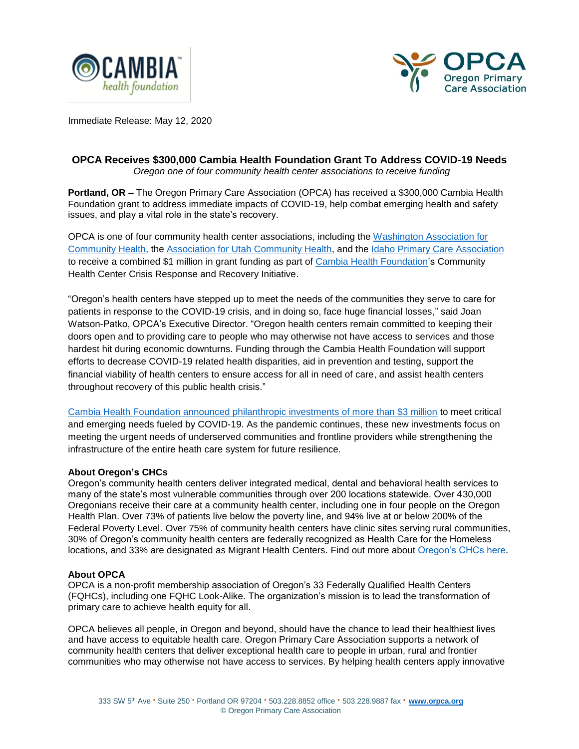Immediate Release: May 12, 2020

# OPCA Receives $300,000 Cambia Health Foundation Grant To Address COVID-19 Needs

*Oregon one of four community health center associations to receive funding*

**Portland, OR –** The Oregon Primary Care Association (OPCA) has received a $300,000 Cambia Health Foundation grant to address immediate impacts of COVID-19, help combat emerging health and safety issues, and play a vital role in the state's recovery.

OPCA is one of four community health center associations, including the Washington Association for Community Health, the Association for Utah Community Health, and the Idaho Primary Care Association to receive a combined $1 million in grant funding as part of Cambia Health Foundation's Community Health Center Crisis Response and Recovery Initiative.

"Oregon's health centers have stepped up to meet the needs of the communities they serve to care for patients in response to the COVID-19 crisis, and in doing so, face huge financial losses," said Joan Watson-Patko, OPCA's Executive Director. "Oregon health centers remain committed to keeping their doors open and to providing care to people who may otherwise not have access to services and those hardest hit during economic downturns. Funding through the Cambia Health Foundation will support efforts to decrease COVID-19 related health disparities, aid in prevention and testing, support the financial viability of health centers to ensure access for all in need of care, and assist health centers throughout recovery of this public health crisis."

Cambia Health Foundation announced philanthropic investments of more than $3 million to meet critical and emerging needs fueled by COVID-19. As the pandemic continues, these new investments focus on meeting the urgent needs of underserved communities and frontline providers while strengthening the infrastructure of the entire heath care system for future resilience.

**About Oregon's CHCs**

Oregon's community health centers deliver integrated medical, dental and behavioral health services to many of the state's most vulnerable communities through over 200 locations statewide. Over 430,000 Oregonians receive their care at a community health center, including one in four people on the Oregon Health Plan. Over 73% of patients live below the poverty line, and 94% live at or below 200% of the Federal Poverty Level. Over 75% of community health centers have clinic sites serving rural communities, 30% of Oregon's community health centers are federally recognized as Health Care for the Homeless locations, and 33% are designated as Migrant Health Centers. Find out more about Oregon's CHCs here.

**About OPCA**

OPCA is a non-profit membership association of Oregon's 33 Federally Qualified Health Centers (FQHCs), including one FQHC Look-Alike. The organization's mission is to lead the transformation of primary care to achieve health equity for all.

OPCA believes all people, in Oregon and beyond, should have the chance to lead their healthiest lives and have access to equitable health care. Oregon Primary Care Association supports a network of community health centers that deliver exceptional health care to people in urban, rural and frontier communities who may otherwise not have access to services. By helping health centers apply innovative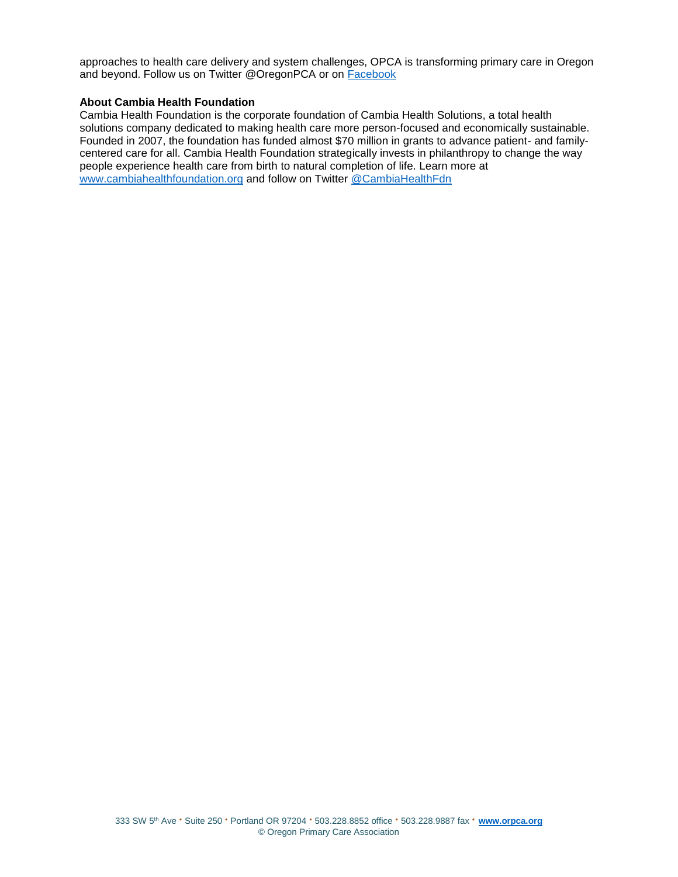approaches to health care delivery and system challenges, OPCA is transforming primary care in Oregon and beyond. Follow us on Twitter @OregonPCA or on Facebook

**About Cambia Health Foundation**

Cambia Health Foundation is the corporate foundation of Cambia Health Solutions, a total health solutions company dedicated to making health care more person-focused and economically sustainable. Founded in 2007, the foundation has funded almost $70 million in grants to advance patient- and family-centered care for all. Cambia Health Foundation strategically invests in philanthropy to change the way people experience health care from birth to natural completion of life. Learn more at www.cambiahealthfoundation.org and follow on Twitter @CambiaHealthFdn